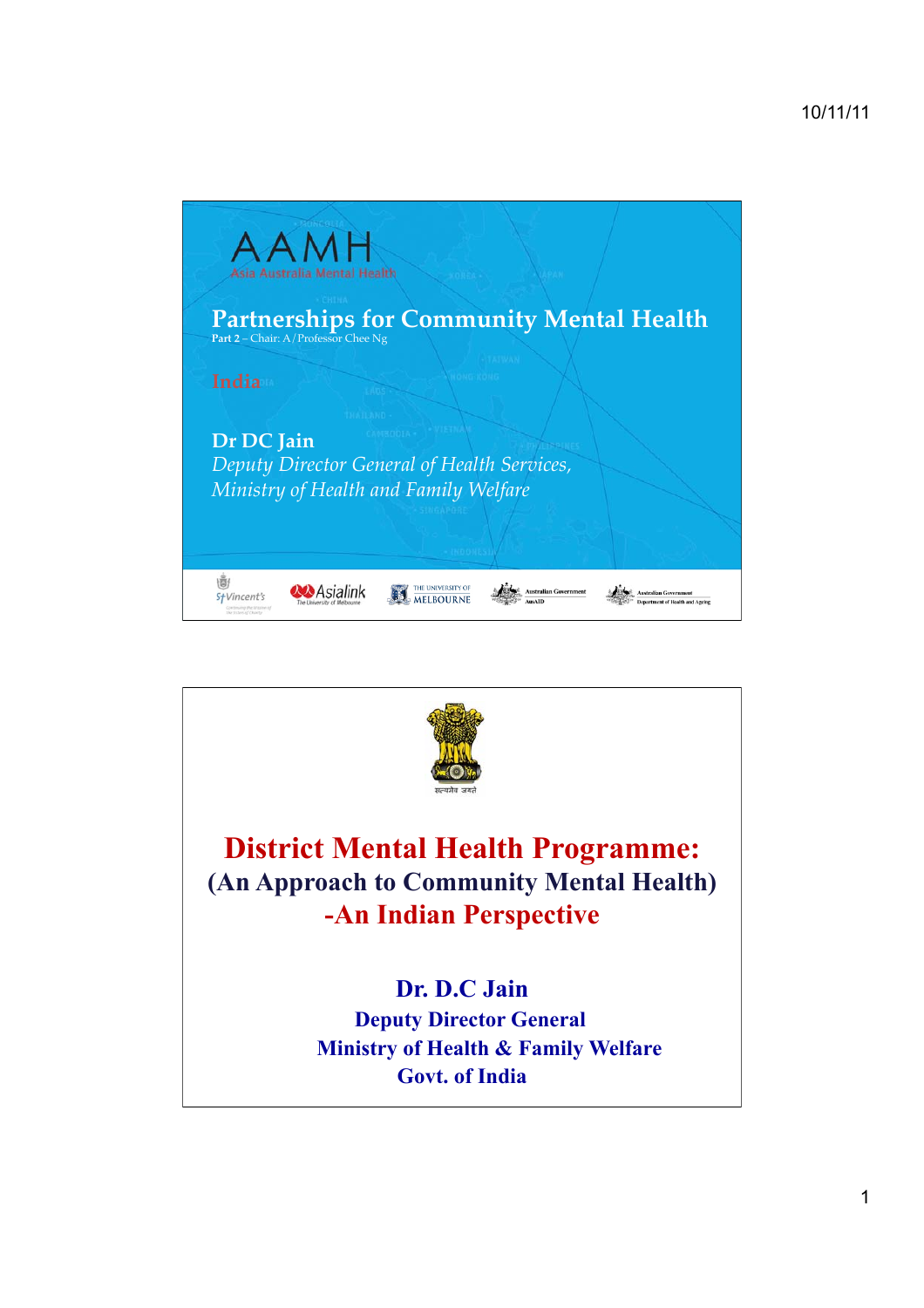# AAMH

Asia Australia Mental Health

## Partnerships for Community Mental Health

Part 2 – Chair: A/Professor Chee Ng

India

**Dr DC Jain**

*Deputy Director General of Health Services,*
*Ministry of Health and Family Welfare*

St Vincent's · Asialink · The University of Melbourne · Australian Government AusAID · Australian Government Department of Health and Ageing

---

सत्यमेव जयते

# District Mental Health Programme:

## (An Approach to Community Mental Health)

## -An Indian Perspective

**Dr. D.C Jain**

**Deputy Director General**

**Ministry of Health & Family Welfare**

**Govt. of India**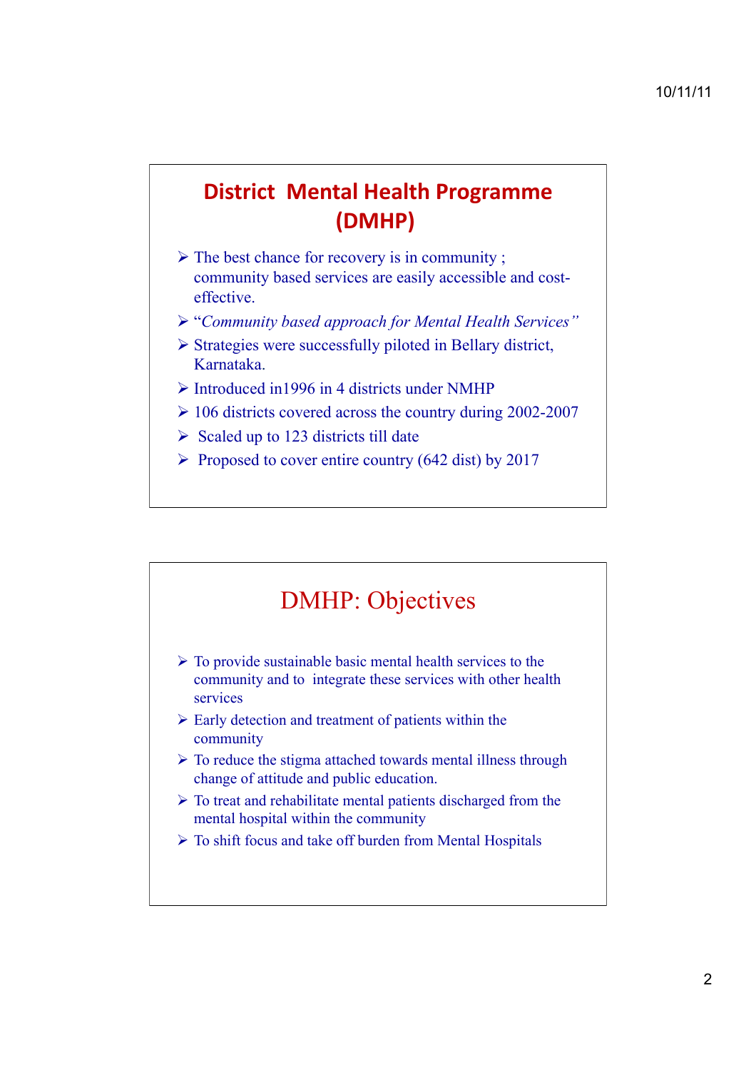## District Mental Health Programme (DMHP)

- The best chance for recovery is in community ; community based services are easily accessible and cost-effective.
- "*Community based approach for Mental Health Services*"
- Strategies were successfully piloted in Bellary district, Karnataka.
- Introduced in1996 in 4 districts under NMHP
- 106 districts covered across the country during 2002-2007
- Scaled up to 123 districts till date
- Proposed to cover entire country (642 dist) by 2017

## DMHP: Objectives

- To provide sustainable basic mental health services to the community and to integrate these services with other health services
- Early detection and treatment of patients within the community
- To reduce the stigma attached towards mental illness through change of attitude and public education.
- To treat and rehabilitate mental patients discharged from the mental hospital within the community
- To shift focus and take off burden from Mental Hospitals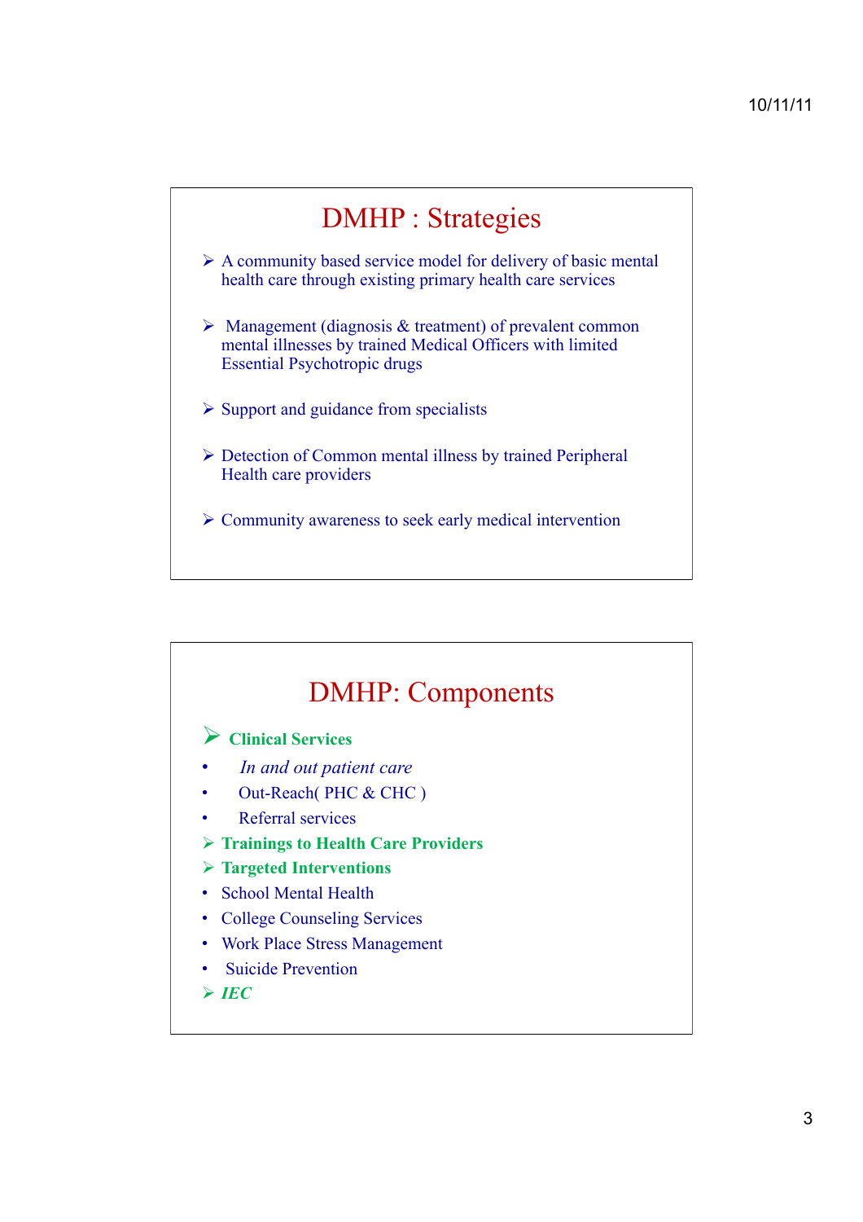## DMHP : Strategies

- A community based service model for delivery of basic mental health care through existing primary health care services
- Management (diagnosis & treatment) of prevalent common mental illnesses by trained Medical Officers with limited Essential Psychotropic drugs
- Support and guidance from specialists
- Detection of Common mental illness by trained Peripheral Health care providers
- Community awareness to seek early medical intervention

## DMHP: Components

- **Clinical Services**
  - *In and out patient care*
  - Out-Reach( PHC & CHC )
  - Referral services
- **Trainings to Health Care Providers**
- **Targeted Interventions**
  - School Mental Health
  - College Counseling Services
  - Work Place Stress Management
  - Suicide Prevention
- ***IEC***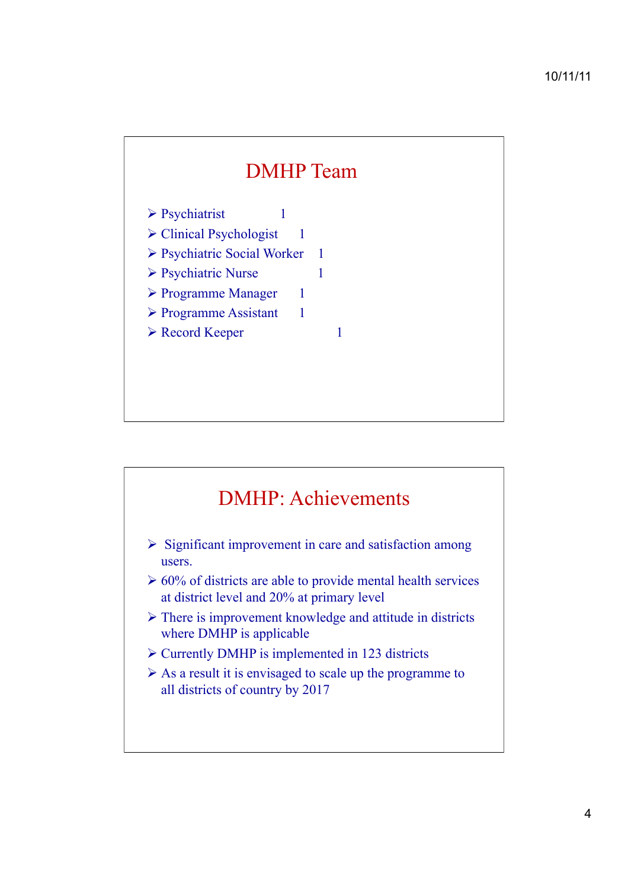## DMHP Team

| Role | Number |
|---|---|
| Psychiatrist | 1 |
| Clinical Psychologist | 1 |
| Psychiatric Social Worker | 1 |
| Psychiatric Nurse | 1 |
| Programme Manager | 1 |
| Programme Assistant | 1 |
| Record Keeper | 1 |

## DMHP: Achievements

- Significant improvement in care and satisfaction among users.
- 60% of districts are able to provide mental health services at district level and 20% at primary level
- There is improvement knowledge and attitude in districts where DMHP is applicable
- Currently DMHP is implemented in 123 districts
- As a result it is envisaged to scale up the programme to all districts of country by 2017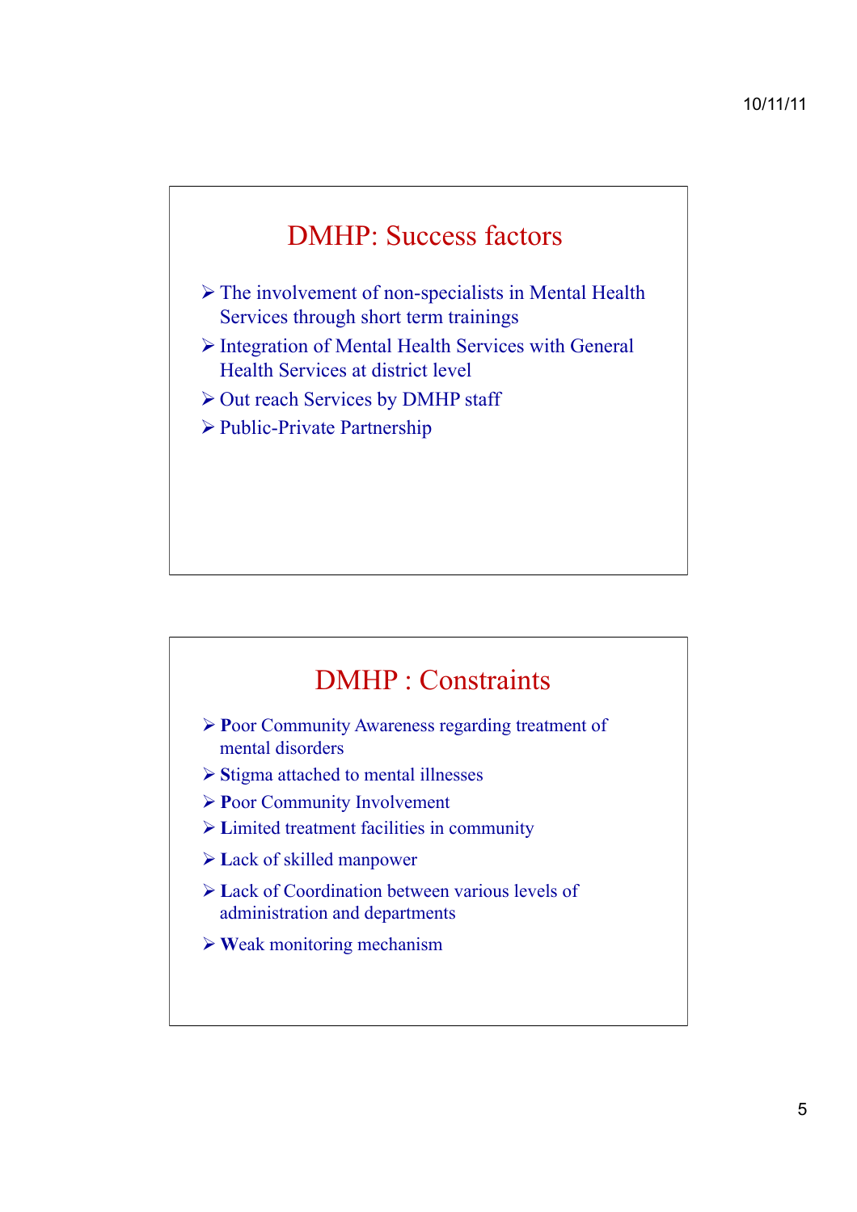## DMHP: Success factors

- The involvement of non-specialists in Mental Health Services through short term trainings
- Integration of Mental Health Services with General Health Services at district level
- Out reach Services by DMHP staff
- Public-Private Partnership

## DMHP : Constraints

- **P**oor Community Awareness regarding treatment of mental disorders
- **S**tigma attached to mental illnesses
- **P**oor Community Involvement
- **L**imited treatment facilities in community
- **L**ack of skilled manpower
- **L**ack of Coordination between various levels of administration and departments
- **W**eak monitoring mechanism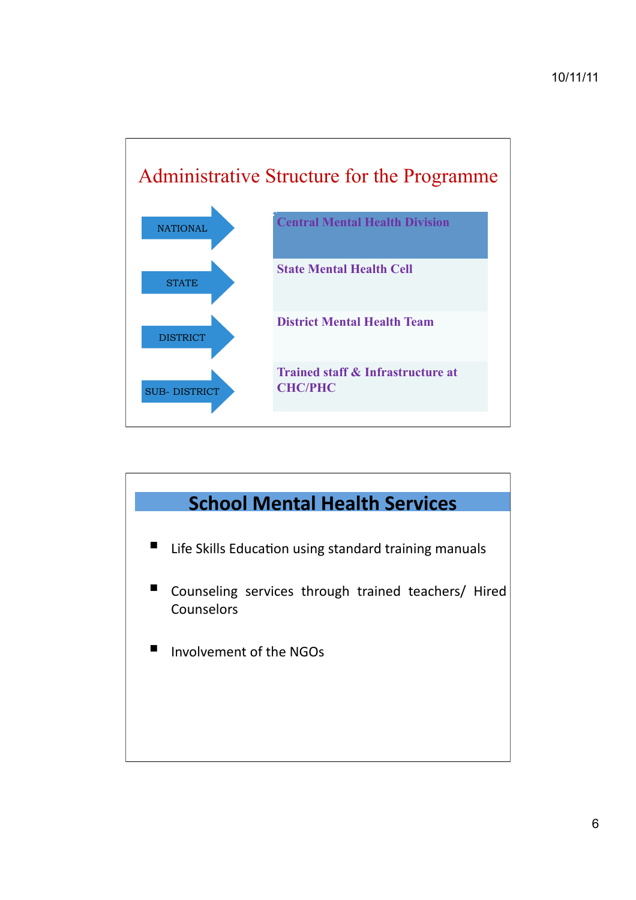## Administrative Structure for the Programme

| Level | Structure |
| --- | --- |
| NATIONAL | Central Mental Health Division |
| STATE | State Mental Health Cell |
| DISTRICT | District Mental Health Team |
| SUB- DISTRICT | Trained staff & Infrastructure at CHC/PHC |

## School Mental Health Services

- Life Skills Education using standard training manuals
- Counseling services through trained teachers/ Hired Counselors
- Involvement of the NGOs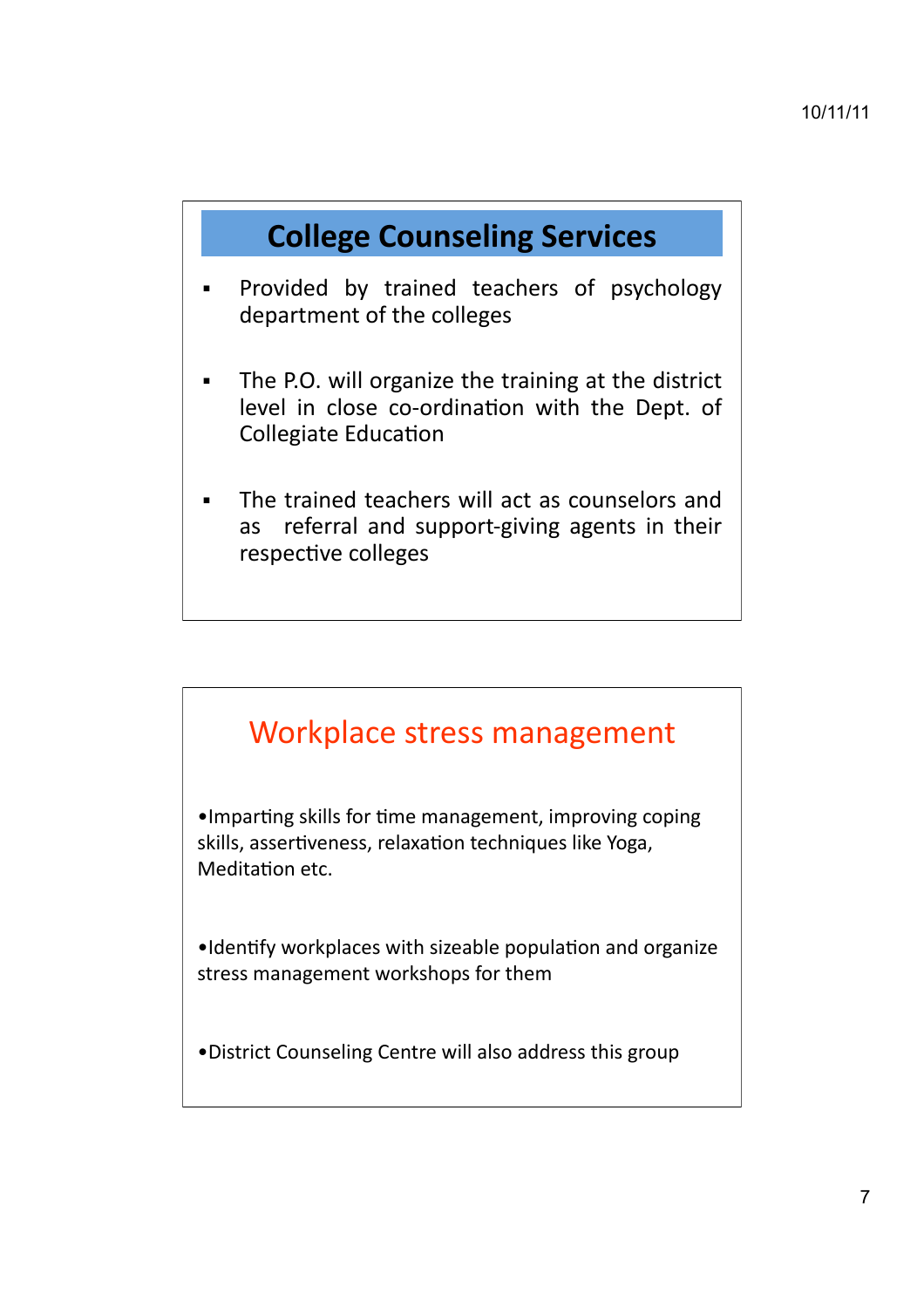## College Counseling Services

- Provided by trained teachers of psychology department of the colleges
- The P.O. will organize the training at the district level in close co-ordination with the Dept. of Collegiate Education
- The trained teachers will act as counselors and as referral and support-giving agents in their respective colleges

## Workplace stress management

- Imparting skills for time management, improving coping skills, assertiveness, relaxation techniques like Yoga, Meditation etc.
- Identify workplaces with sizeable population and organize stress management workshops for them
- District Counseling Centre will also address this group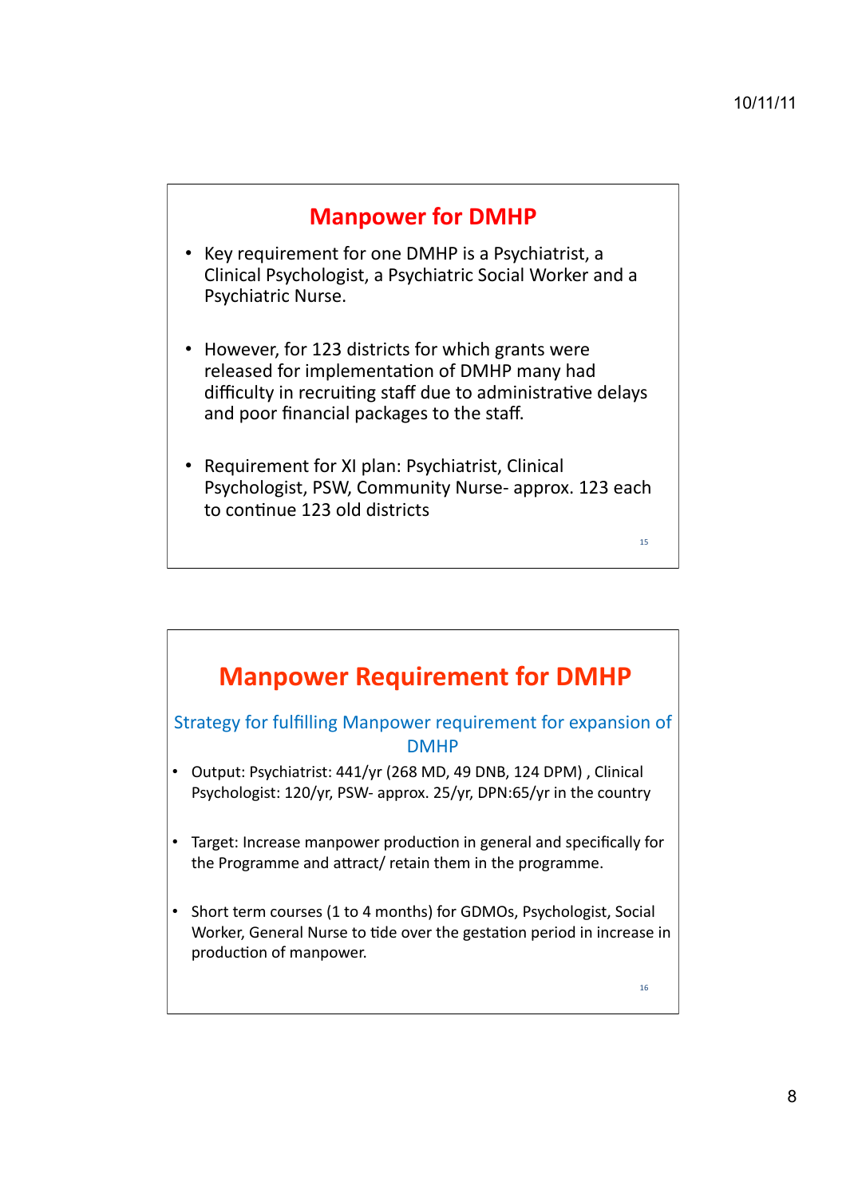## Manpower for DMHP

- Key requirement for one DMHP is a Psychiatrist, a Clinical Psychologist, a Psychiatric Social Worker and a Psychiatric Nurse.
- However, for 123 districts for which grants were released for implementation of DMHP many had difficulty in recruiting staff due to administrative delays and poor financial packages to the staff.
- Requirement for XI plan: Psychiatrist, Clinical Psychologist, PSW, Community Nurse- approx. 123 each to continue 123 old districts

## Manpower Requirement for DMHP

### Strategy for fulfilling Manpower requirement for expansion of DMHP

- Output: Psychiatrist: 441/yr (268 MD, 49 DNB, 124 DPM) , Clinical Psychologist: 120/yr, PSW- approx. 25/yr, DPN:65/yr in the country
- Target: Increase manpower production in general and specifically for the Programme and attract/ retain them in the programme.
- Short term courses (1 to 4 months) for GDMOs, Psychologist, Social Worker, General Nurse to tide over the gestation period in increase in production of manpower.